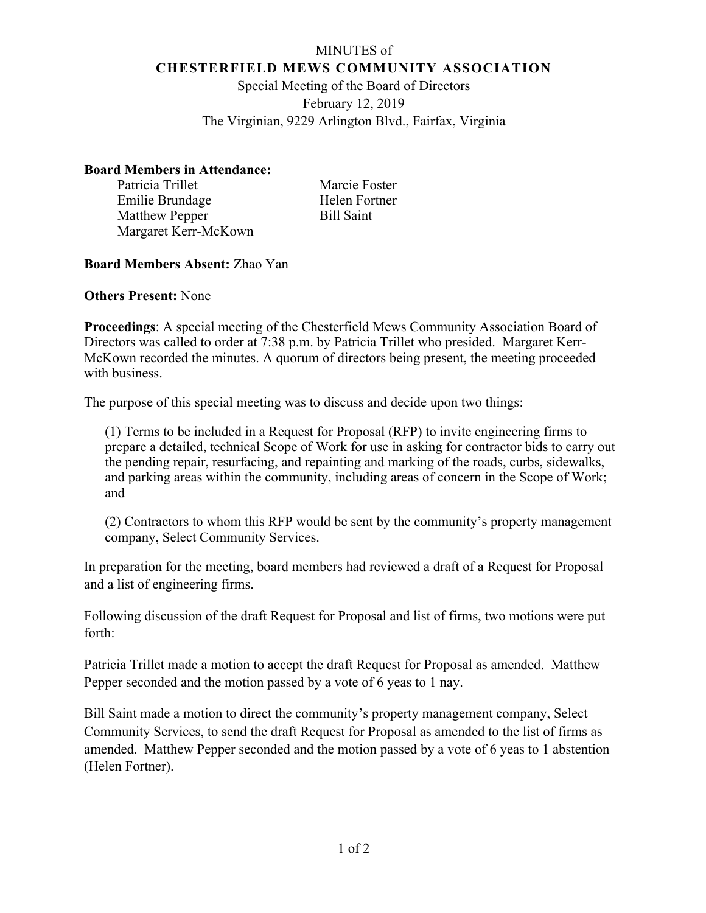# MINUTES of
## CHESTERFIELD MEWS COMMUNITY ASSOCIATION

Special Meeting of the Board of Directors
February 12, 2019
The Virginian, 9229 Arlington Blvd., Fairfax, Virginia

**Board Members in Attendance:**

Patricia Trillet
Emilie Brundage
Matthew Pepper
Margaret Kerr-McKown
Marcie Foster
Helen Fortner
Bill Saint

**Board Members Absent:** Zhao Yan

**Others Present:** None

**Proceedings**: A special meeting of the Chesterfield Mews Community Association Board of Directors was called to order at 7:38 p.m. by Patricia Trillet who presided. Margaret Kerr-McKown recorded the minutes. A quorum of directors being present, the meeting proceeded with business.

The purpose of this special meeting was to discuss and decide upon two things:

(1) Terms to be included in a Request for Proposal (RFP) to invite engineering firms to prepare a detailed, technical Scope of Work for use in asking for contractor bids to carry out the pending repair, resurfacing, and repainting and marking of the roads, curbs, sidewalks, and parking areas within the community, including areas of concern in the Scope of Work; and

(2) Contractors to whom this RFP would be sent by the community's property management company, Select Community Services.

In preparation for the meeting, board members had reviewed a draft of a Request for Proposal and a list of engineering firms.

Following discussion of the draft Request for Proposal and list of firms, two motions were put forth:

Patricia Trillet made a motion to accept the draft Request for Proposal as amended. Matthew Pepper seconded and the motion passed by a vote of 6 yeas to 1 nay.

Bill Saint made a motion to direct the community's property management company, Select Community Services, to send the draft Request for Proposal as amended to the list of firms as amended. Matthew Pepper seconded and the motion passed by a vote of 6 yeas to 1 abstention (Helen Fortner).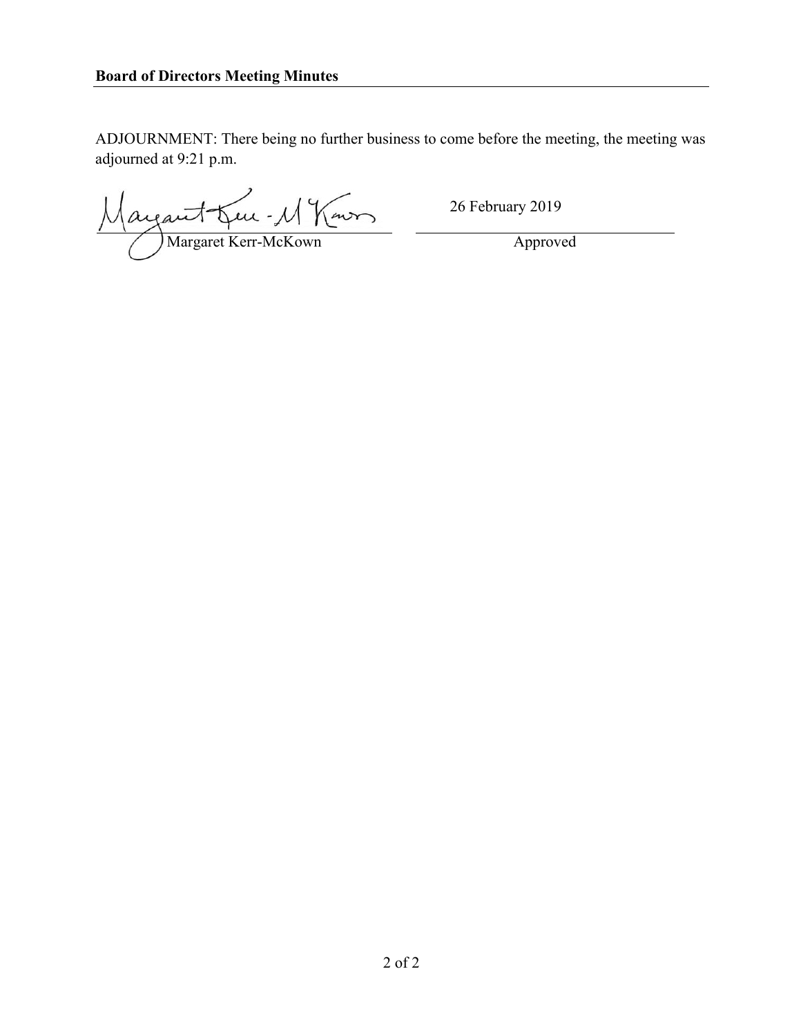ADJOURNMENT: There being no further business to come before the meeting, the meeting was adjourned at 9:21 p.m.

Margaret Kerr-McKown

26 February 2019

Approved